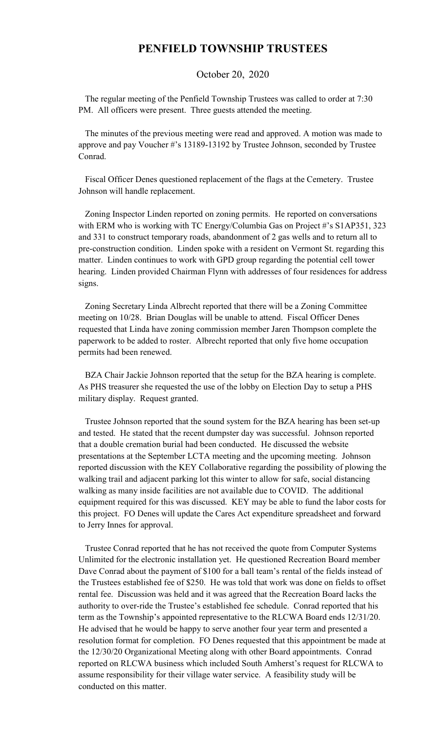# PENFIELD TOWNSHIP TRUSTEES

October 20, 2020

The regular meeting of the Penfield Township Trustees was called to order at 7:30 PM. All officers were present. Three guests attended the meeting.

The minutes of the previous meeting were read and approved. A motion was made to approve and pay Voucher #'s 13189-13192 by Trustee Johnson, seconded by Trustee Conrad.

Fiscal Officer Denes questioned replacement of the flags at the Cemetery. Trustee Johnson will handle replacement.

Zoning Inspector Linden reported on zoning permits. He reported on conversations with ERM who is working with TC Energy/Columbia Gas on Project #'s S1AP351, 323 and 331 to construct temporary roads, abandonment of 2 gas wells and to return all to pre-construction condition. Linden spoke with a resident on Vermont St. regarding this matter. Linden continues to work with GPD group regarding the potential cell tower hearing. Linden provided Chairman Flynn with addresses of four residences for address signs.

Zoning Secretary Linda Albrecht reported that there will be a Zoning Committee meeting on 10/28. Brian Douglas will be unable to attend. Fiscal Officer Denes requested that Linda have zoning commission member Jaren Thompson complete the paperwork to be added to roster. Albrecht reported that only five home occupation permits had been renewed.

BZA Chair Jackie Johnson reported that the setup for the BZA hearing is complete. As PHS treasurer she requested the use of the lobby on Election Day to setup a PHS military display. Request granted.

Trustee Johnson reported that the sound system for the BZA hearing has been set-up and tested. He stated that the recent dumpster day was successful. Johnson reported that a double cremation burial had been conducted. He discussed the website presentations at the September LCTA meeting and the upcoming meeting. Johnson reported discussion with the KEY Collaborative regarding the possibility of plowing the walking trail and adjacent parking lot this winter to allow for safe, social distancing walking as many inside facilities are not available due to COVID. The additional equipment required for this was discussed. KEY may be able to fund the labor costs for this project. FO Denes will update the Cares Act expenditure spreadsheet and forward to Jerry Innes for approval.

Trustee Conrad reported that he has not received the quote from Computer Systems Unlimited for the electronic installation yet. He questioned Recreation Board member Dave Conrad about the payment of $100 for a ball team's rental of the fields instead of the Trustees established fee of $250. He was told that work was done on fields to offset rental fee. Discussion was held and it was agreed that the Recreation Board lacks the authority to over-ride the Trustee's established fee schedule. Conrad reported that his term as the Township's appointed representative to the RLCWA Board ends 12/31/20. He advised that he would be happy to serve another four year term and presented a resolution format for completion. FO Denes requested that this appointment be made at the 12/30/20 Organizational Meeting along with other Board appointments. Conrad reported on RLCWA business which included South Amherst's request for RLCWA to assume responsibility for their village water service. A feasibility study will be conducted on this matter.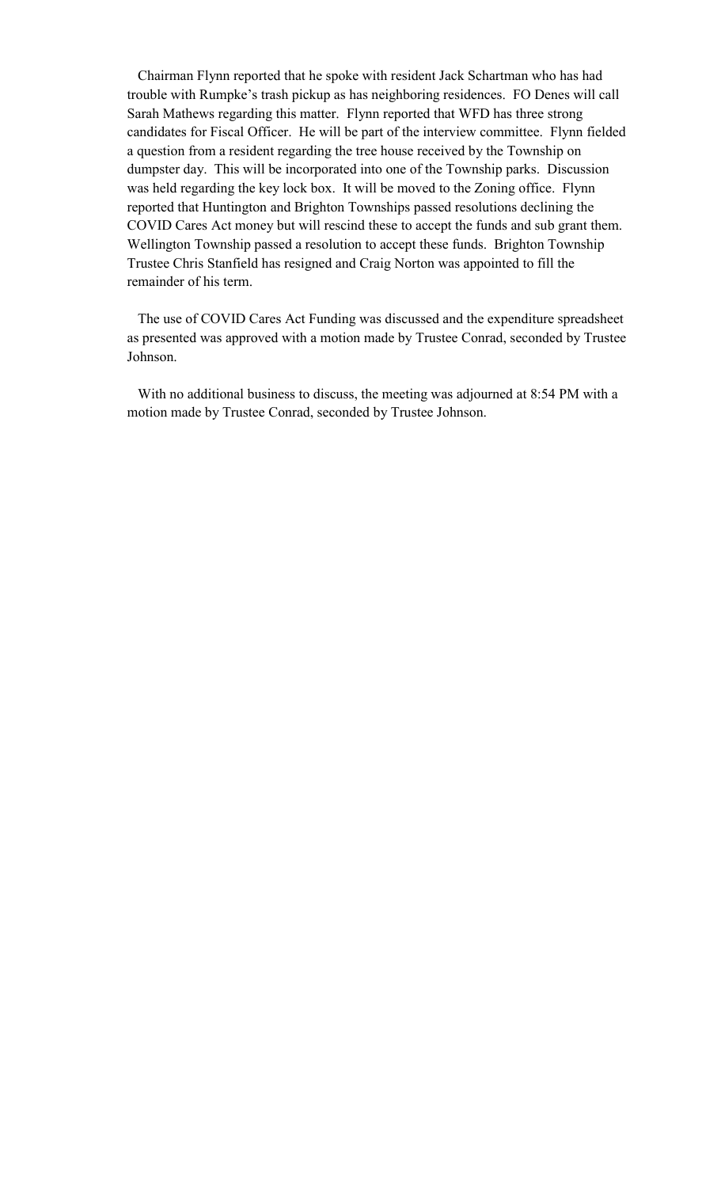Chairman Flynn reported that he spoke with resident Jack Schartman who has had trouble with Rumpke's trash pickup as has neighboring residences. FO Denes will call Sarah Mathews regarding this matter. Flynn reported that WFD has three strong candidates for Fiscal Officer. He will be part of the interview committee. Flynn fielded a question from a resident regarding the tree house received by the Township on dumpster day. This will be incorporated into one of the Township parks. Discussion was held regarding the key lock box. It will be moved to the Zoning office. Flynn reported that Huntington and Brighton Townships passed resolutions declining the COVID Cares Act money but will rescind these to accept the funds and sub grant them. Wellington Township passed a resolution to accept these funds. Brighton Township Trustee Chris Stanfield has resigned and Craig Norton was appointed to fill the remainder of his term.

The use of COVID Cares Act Funding was discussed and the expenditure spreadsheet as presented was approved with a motion made by Trustee Conrad, seconded by Trustee Johnson.

With no additional business to discuss, the meeting was adjourned at 8:54 PM with a motion made by Trustee Conrad, seconded by Trustee Johnson.